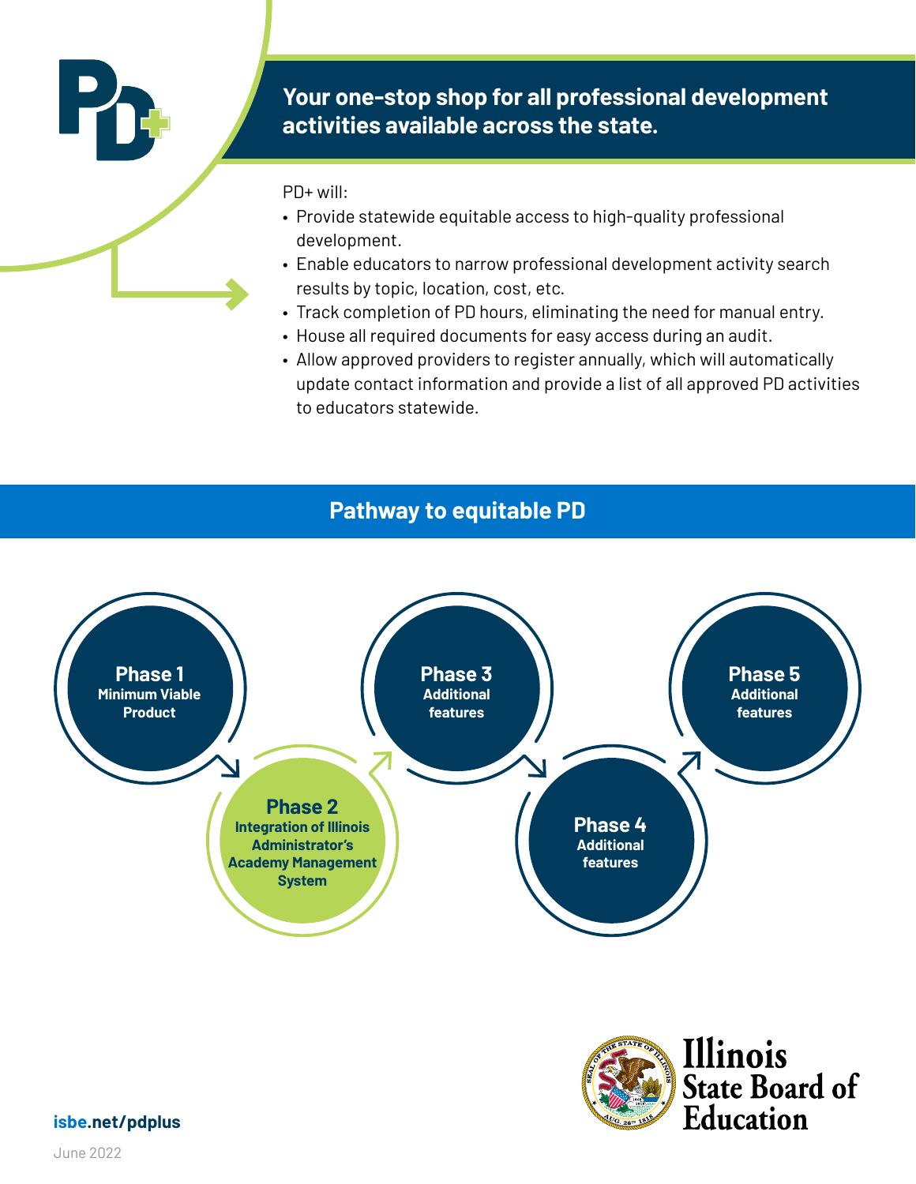# PD+

## Your one-stop shop for all professional development activities available across the state.

PD+ will:

- Provide statewide equitable access to high-quality professional development.
- Enable educators to narrow professional development activity search results by topic, location, cost, etc.
- Track completion of PD hours, eliminating the need for manual entry.
- House all required documents for easy access during an audit.
- Allow approved providers to register annually, which will automatically update contact information and provide a list of all approved PD activities to educators statewide.

## Pathway to equitable PD

**Phase 1**
Minimum Viable Product

**Phase 2**
Integration of Illinois Administrator's Academy Management System

**Phase 3**
Additional features

**Phase 4**
Additional features

**Phase 5**
Additional features

Illinois State Board of Education

isbe.net/pdplus

June 2022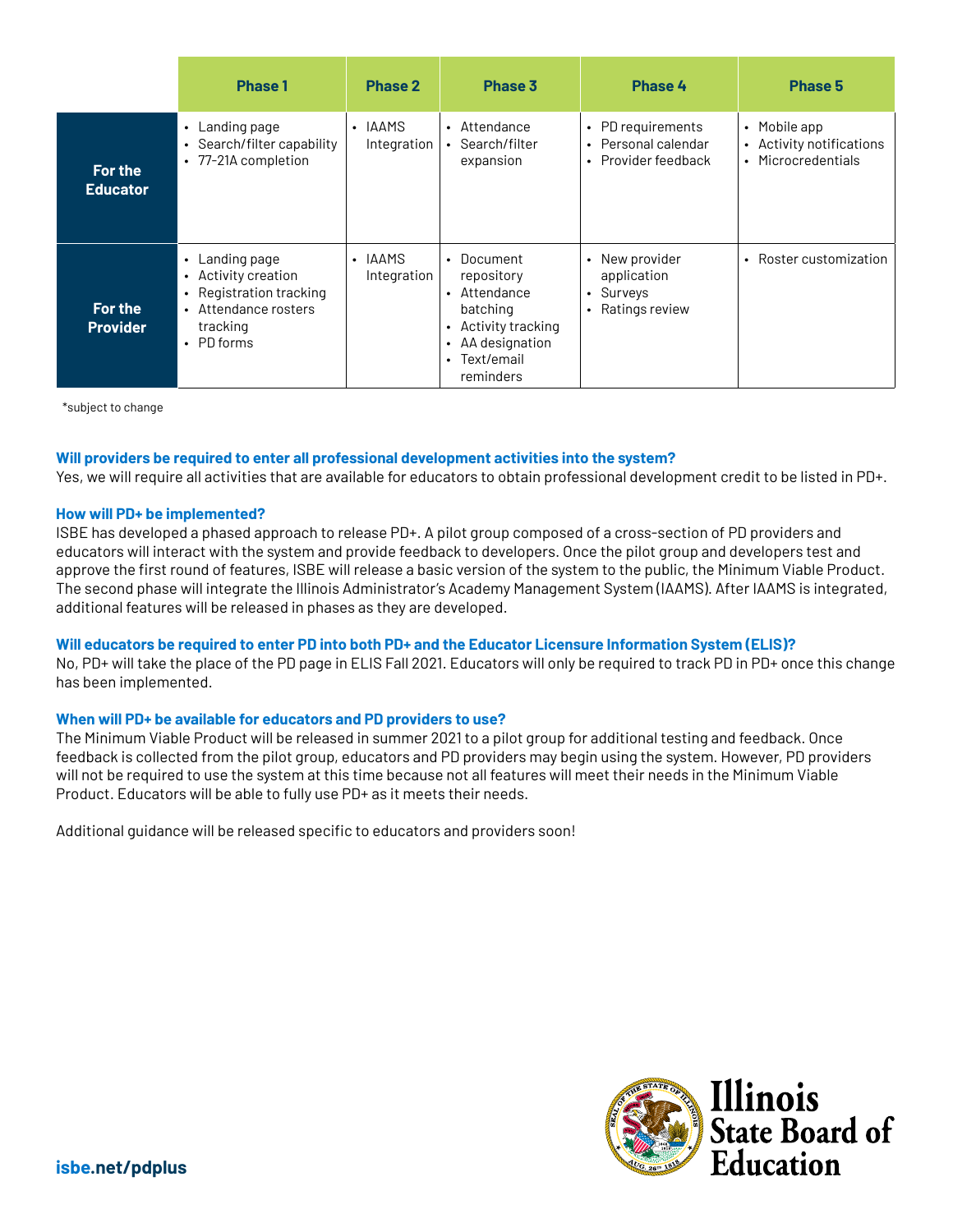| | Phase 1 | Phase 2 | Phase 3 | Phase 4 | Phase 5 |
|---|---|---|---|---|---|
| **For the Educator** | • Landing page<br>• Search/filter capability<br>• 77-21A completion | • IAAMS Integration | • Attendance<br>• Search/filter expansion | • PD requirements<br>• Personal calendar<br>• Provider feedback | • Mobile app<br>• Activity notifications<br>• Microcredentials |
| **For the Provider** | • Landing page<br>• Activity creation<br>• Registration tracking<br>• Attendance rosters tracking<br>• PD forms | • IAAMS Integration | • Document repository<br>• Attendance batching<br>• Activity tracking<br>• AA designation<br>• Text/email reminders | • New provider application<br>• Surveys<br>• Ratings review | • Roster customization |

*subject to change

### Will providers be required to enter all professional development activities into the system?

Yes, we will require all activities that are available for educators to obtain professional development credit to be listed in PD+.

### How will PD+ be implemented?

ISBE has developed a phased approach to release PD+. A pilot group composed of a cross-section of PD providers and educators will interact with the system and provide feedback to developers. Once the pilot group and developers test and approve the first round of features, ISBE will release a basic version of the system to the public, the Minimum Viable Product. The second phase will integrate the Illinois Administrator's Academy Management System (IAAMS). After IAAMS is integrated, additional features will be released in phases as they are developed.

### Will educators be required to enter PD into both PD+ and the Educator Licensure Information System (ELIS)?

No, PD+ will take the place of the PD page in ELIS Fall 2021. Educators will only be required to track PD in PD+ once this change has been implemented.

### When will PD+ be available for educators and PD providers to use?

The Minimum Viable Product will be released in summer 2021 to a pilot group for additional testing and feedback. Once feedback is collected from the pilot group, educators and PD providers may begin using the system. However, PD providers will not be required to use the system at this time because not all features will meet their needs in the Minimum Viable Product. Educators will be able to fully use PD+ as it meets their needs.

Additional guidance will be released specific to educators and providers soon!

isbe.net/pdplus

Illinois State Board of Education